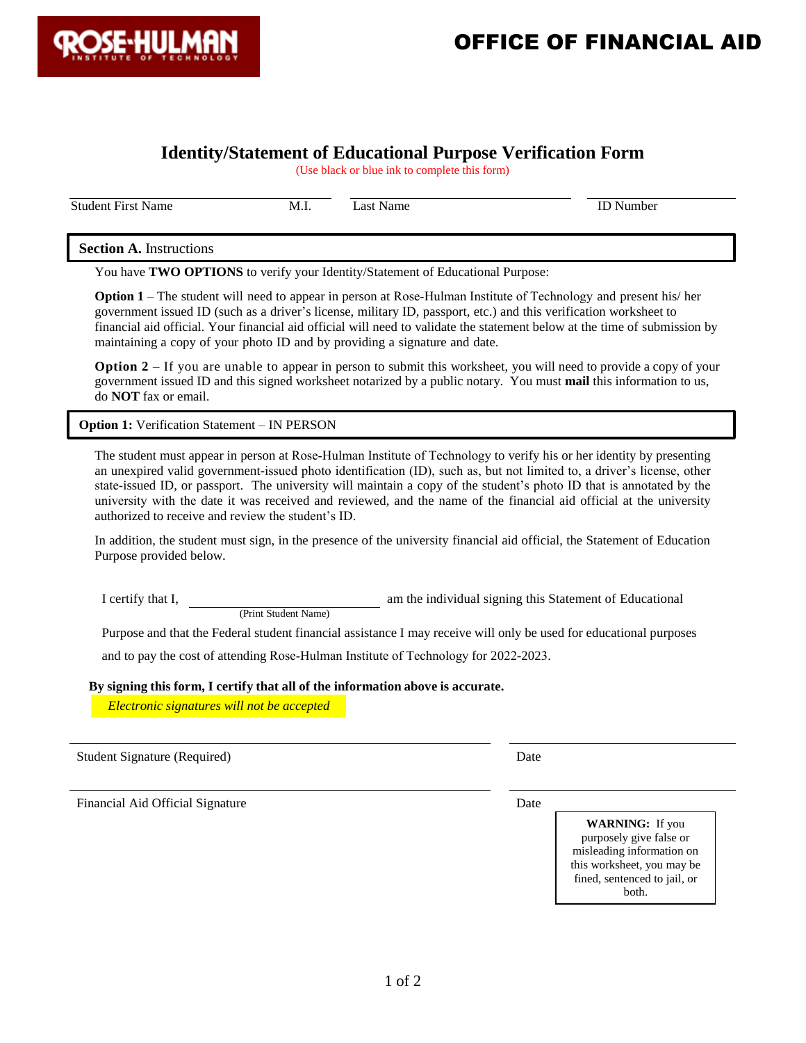# OFFICE OF FINANCIAL AID

## Identity/Statement of Educational Purpose Verification Form

(Use black or blue ink to complete this form)

| Student First Name | M.I. | Last Name | ID Number |
|---|---|---|---|
| | | | |

### Section A. Instructions

You have **TWO OPTIONS** to verify your Identity/Statement of Educational Purpose:

**Option 1** – The student will need to appear in person at Rose-Hulman Institute of Technology and present his/ her government issued ID (such as a driver's license, military ID, passport, etc.) and this verification worksheet to financial aid official. Your financial aid official will need to validate the statement below at the time of submission by maintaining a copy of your photo ID and by providing a signature and date.

**Option 2** – If you are unable to appear in person to submit this worksheet, you will need to provide a copy of your government issued ID and this signed worksheet notarized by a public notary. You must **mail** this information to us, do **NOT** fax or email.

### Option 1: Verification Statement – IN PERSON

The student must appear in person at Rose-Hulman Institute of Technology to verify his or her identity by presenting an unexpired valid government-issued photo identification (ID), such as, but not limited to, a driver's license, other state-issued ID, or passport. The university will maintain a copy of the student's photo ID that is annotated by the university with the date it was received and reviewed, and the name of the financial aid official at the university authorized to receive and review the student's ID.

In addition, the student must sign, in the presence of the university financial aid official, the Statement of Education Purpose provided below.

I certify that I, ______________________________ (Print Student Name) am the individual signing this Statement of Educational Purpose and that the Federal student financial assistance I may receive will only be used for educational purposes and to pay the cost of attending Rose-Hulman Institute of Technology for 2022-2023.

**By signing this form, I certify that all of the information above is accurate.**

*Electronic signatures will not be accepted*

______________________________________ ____________________

Student Signature (Required) Date

______________________________________ ____________________

Financial Aid Official Signature Date

**WARNING:** If you purposely give false or misleading information on this worksheet, you may be fined, sentenced to jail, or both.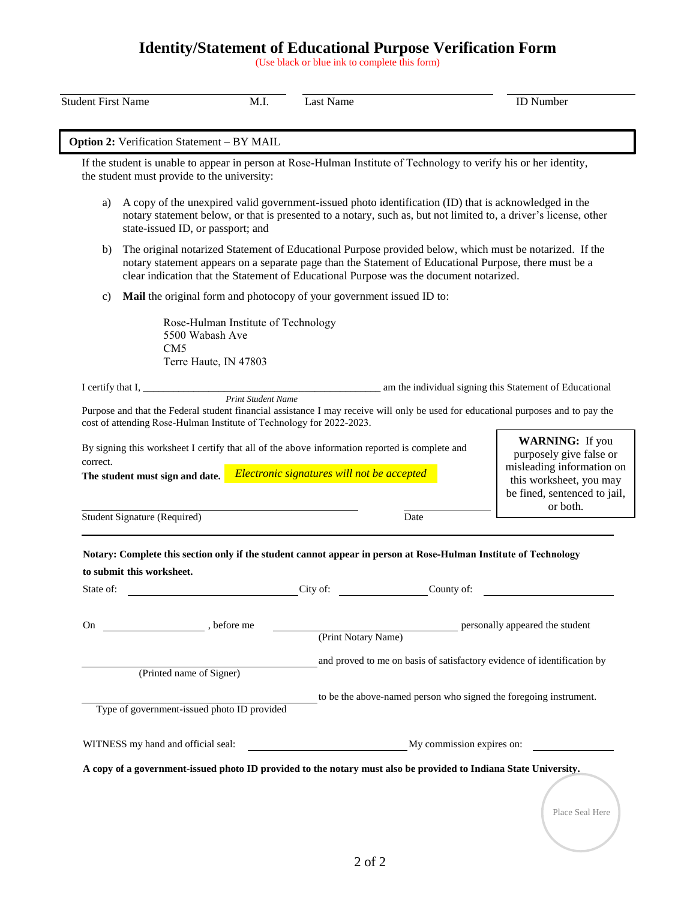# Identity/Statement of Educational Purpose Verification Form

(Use black or blue ink to complete this form)

Student First Name ____________ M.I. ____ Last Name ____________ ID Number ____________

**Option 2:** Verification Statement – BY MAIL

If the student is unable to appear in person at Rose-Hulman Institute of Technology to verify his or her identity, the student must provide to the university:

a) A copy of the unexpired valid government-issued photo identification (ID) that is acknowledged in the notary statement below, or that is presented to a notary, such as, but not limited to, a driver's license, other state-issued ID, or passport; and

b) The original notarized Statement of Educational Purpose provided below, which must be notarized. If the notary statement appears on a separate page than the Statement of Educational Purpose, there must be a clear indication that the Statement of Educational Purpose was the document notarized.

c) **Mail** the original form and photocopy of your government issued ID to:

Rose-Hulman Institute of Technology
5500 Wabash Ave
CM5
Terre Haute, IN 47803

I certify that I, ______________________________________ am the individual signing this Statement of Educational
*Print Student Name*
Purpose and that the Federal student financial assistance I may receive will only be used for educational purposes and to pay the cost of attending Rose-Hulman Institute of Technology for 2022-2023.

By signing this worksheet I certify that all of the above information reported is complete and correct.

**The student must sign and date.** *Electronic signatures will not be accepted*

**WARNING:** If you purposely give false or misleading information on this worksheet, you may be fined, sentenced to jail, or both.

______________________________________ ____________
Student Signature (Required) Date

**Notary: Complete this section only if the student cannot appear in person at Rose-Hulman Institute of Technology to submit this worksheet.**

State of: ____________________ City of: ______________ County of: ______________

On ______________, before me ______________________ personally appeared the student
(Print Notary Name)

______________________________ and proved to me on basis of satisfactory evidence of identification by
(Printed name of Signer)

______________________________ to be the above-named person who signed the foregoing instrument.
Type of government-issued photo ID provided

WITNESS my hand and official seal: ______________________ My commission expires on: ____________

**A copy of a government-issued photo ID provided to the notary must also be provided to Indiana State University.**

Place Seal Here